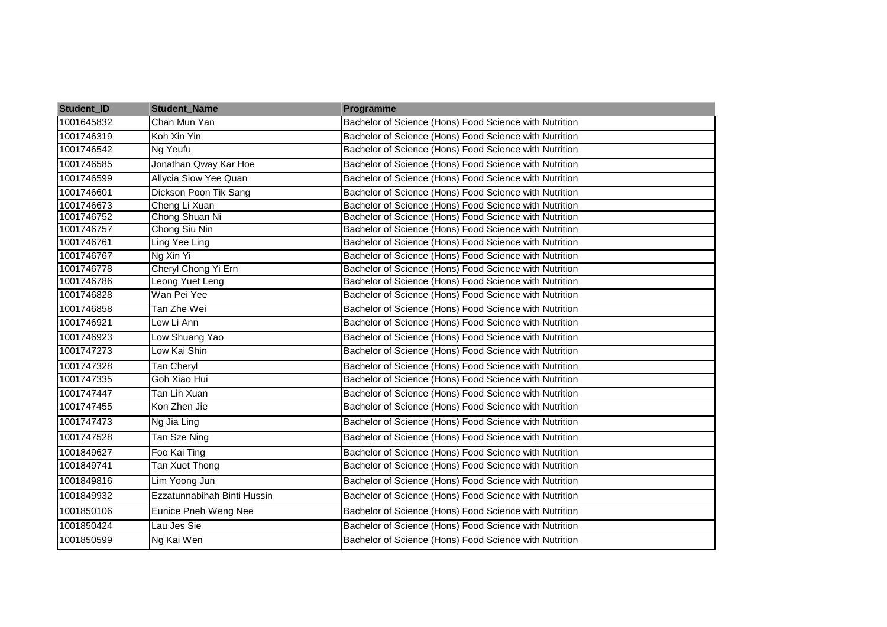| Student_ID | Student_Name | Programme |
|---|---|---|
| 1001645832 | Chan Mun Yan | Bachelor of Science (Hons) Food Science with Nutrition |
| 1001746319 | Koh Xin Yin | Bachelor of Science (Hons) Food Science with Nutrition |
| 1001746542 | Ng Yeufu | Bachelor of Science (Hons) Food Science with Nutrition |
| 1001746585 | Jonathan Qway Kar Hoe | Bachelor of Science (Hons) Food Science with Nutrition |
| 1001746599 | Allycia Siow Yee Quan | Bachelor of Science (Hons) Food Science with Nutrition |
| 1001746601 | Dickson Poon Tik Sang | Bachelor of Science (Hons) Food Science with Nutrition |
| 1001746673 | Cheng Li Xuan | Bachelor of Science (Hons) Food Science with Nutrition |
| 1001746752 | Chong Shuan Ni | Bachelor of Science (Hons) Food Science with Nutrition |
| 1001746757 | Chong Siu Nin | Bachelor of Science (Hons) Food Science with Nutrition |
| 1001746761 | Ling Yee Ling | Bachelor of Science (Hons) Food Science with Nutrition |
| 1001746767 | Ng Xin Yi | Bachelor of Science (Hons) Food Science with Nutrition |
| 1001746778 | Cheryl Chong Yi Ern | Bachelor of Science (Hons) Food Science with Nutrition |
| 1001746786 | Leong Yuet Leng | Bachelor of Science (Hons) Food Science with Nutrition |
| 1001746828 | Wan Pei Yee | Bachelor of Science (Hons) Food Science with Nutrition |
| 1001746858 | Tan Zhe Wei | Bachelor of Science (Hons) Food Science with Nutrition |
| 1001746921 | Lew Li Ann | Bachelor of Science (Hons) Food Science with Nutrition |
| 1001746923 | Low Shuang Yao | Bachelor of Science (Hons) Food Science with Nutrition |
| 1001747273 | Low Kai Shin | Bachelor of Science (Hons) Food Science with Nutrition |
| 1001747328 | Tan Cheryl | Bachelor of Science (Hons) Food Science with Nutrition |
| 1001747335 | Goh Xiao Hui | Bachelor of Science (Hons) Food Science with Nutrition |
| 1001747447 | Tan Lih Xuan | Bachelor of Science (Hons) Food Science with Nutrition |
| 1001747455 | Kon Zhen Jie | Bachelor of Science (Hons) Food Science with Nutrition |
| 1001747473 | Ng Jia Ling | Bachelor of Science (Hons) Food Science with Nutrition |
| 1001747528 | Tan Sze Ning | Bachelor of Science (Hons) Food Science with Nutrition |
| 1001849627 | Foo Kai Ting | Bachelor of Science (Hons) Food Science with Nutrition |
| 1001849741 | Tan Xuet Thong | Bachelor of Science (Hons) Food Science with Nutrition |
| 1001849816 | Lim Yoong Jun | Bachelor of Science (Hons) Food Science with Nutrition |
| 1001849932 | Ezzatunnabihah Binti Hussin | Bachelor of Science (Hons) Food Science with Nutrition |
| 1001850106 | Eunice Pneh Weng Nee | Bachelor of Science (Hons) Food Science with Nutrition |
| 1001850424 | Lau Jes Sie | Bachelor of Science (Hons) Food Science with Nutrition |
| 1001850599 | Ng Kai Wen | Bachelor of Science (Hons) Food Science with Nutrition |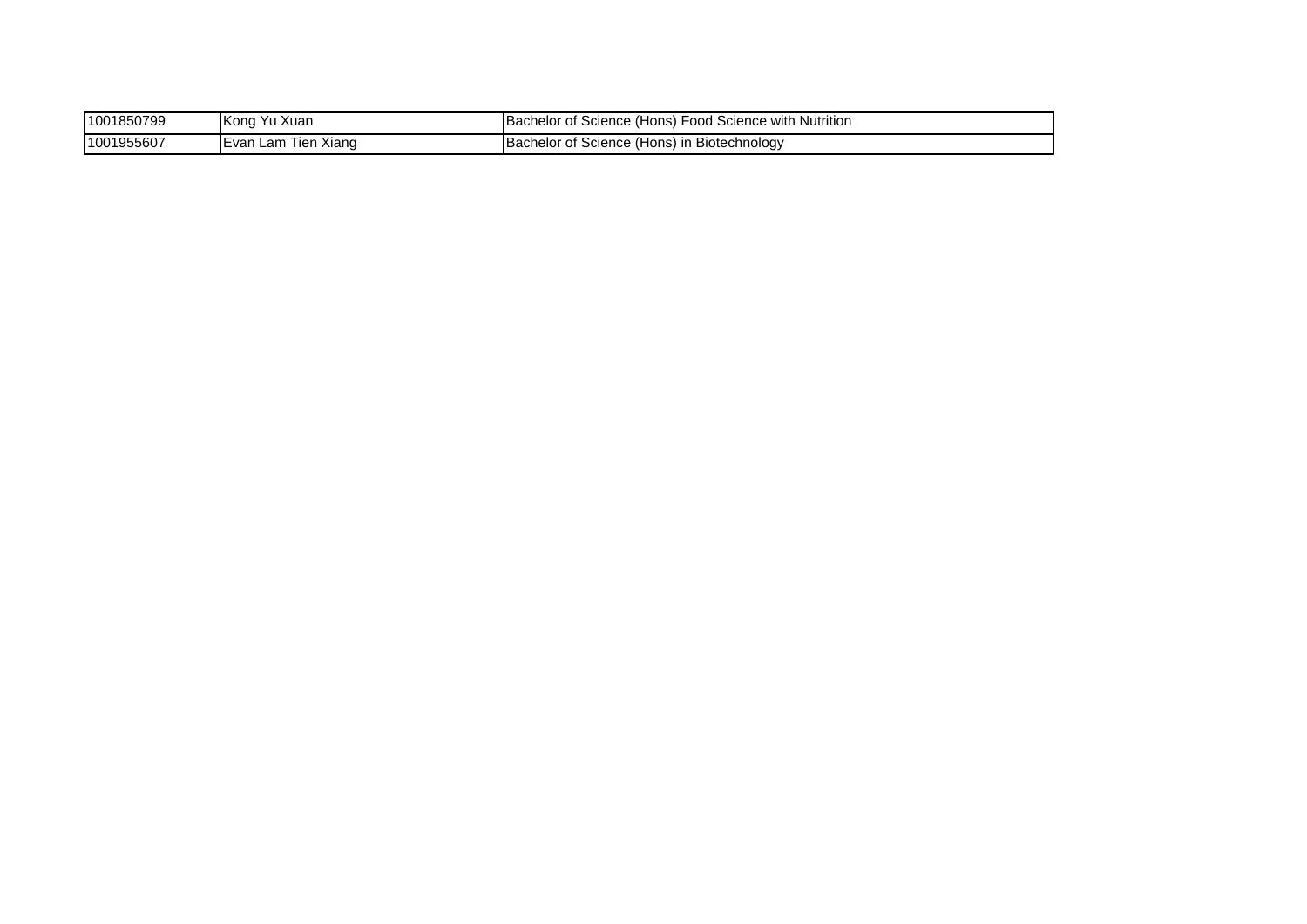| | | |
|---|---|---|
| 1001850799 | Kong Yu Xuan | Bachelor of Science (Hons) Food Science with Nutrition |
| 1001955607 | Evan Lam Tien Xiang | Bachelor of Science (Hons) in Biotechnology |